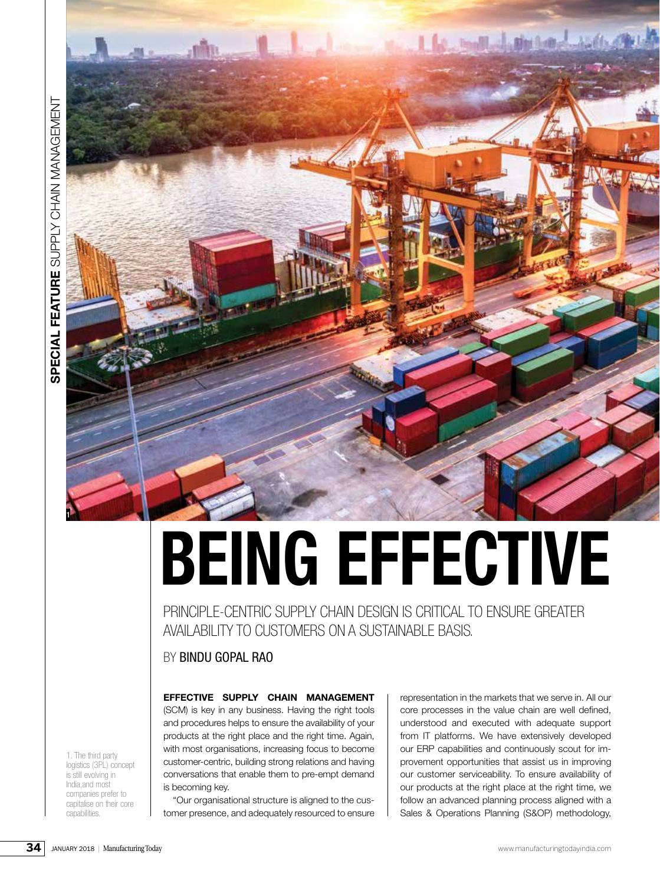# BEING EFFECTIVE

PRINCIPLE-CENTRIC SUPPLY CHAIN DESIGN IS CRITICAL TO ENSURE GREATER AVAILABILITY TO CUSTOMERS ON A SUSTAINABLE BASIS.

BY **BINDU GOPAL RAO**

1. The third party logistics (3PL) concept is still evolving in India,and most companies prefer to capitalise on their core capabilities.

**EFFECTIVE SUPPLY CHAIN MANAGEMENT** (SCM) is key in any business. Having the right tools and procedures helps to ensure the availability of your products at the right place and the right time. Again, with most organisations, increasing focus to become customer-centric, building strong relations and having conversations that enable them to pre-empt demand is becoming key.

"Our organisational structure is aligned to the customer presence, and adequately resourced to ensure representation in the markets that we serve in. All our core processes in the value chain are well defined, understood and executed with adequate support from IT platforms. We have extensively developed our ERP capabilities and continuously scout for improvement opportunities that assist us in improving our customer serviceability. To ensure availability of our products at the right place at the right time, we follow an advanced planning process aligned with a Sales & Operations Planning (S&OP) methodology,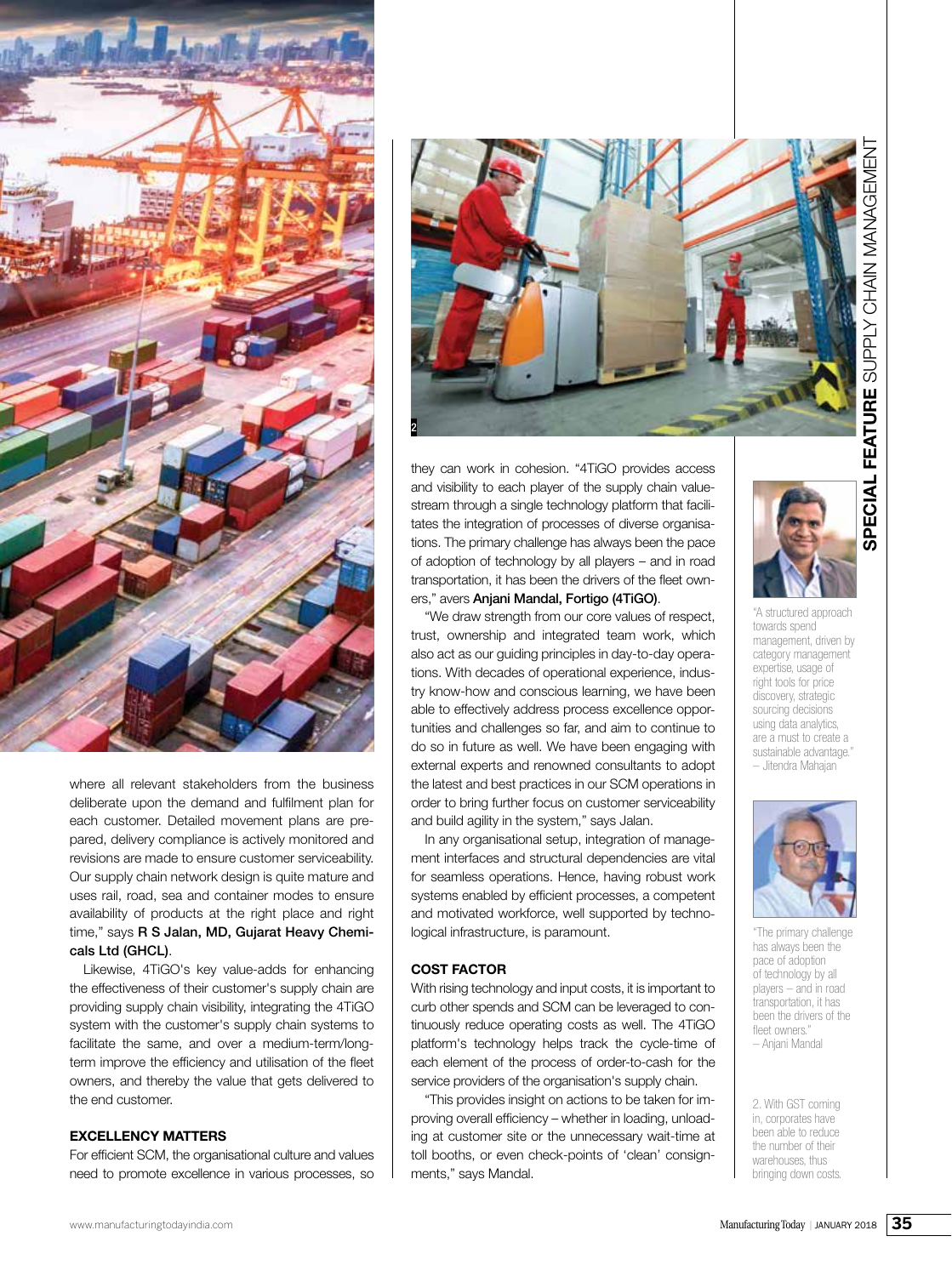where all relevant stakeholders from the business deliberate upon the demand and fulfilment plan for each customer. Detailed movement plans are prepared, delivery compliance is actively monitored and revisions are made to ensure customer serviceability. Our supply chain network design is quite mature and uses rail, road, sea and container modes to ensure availability of products at the right place and right time," says **R S Jalan, MD, Gujarat Heavy Chemicals Ltd (GHCL)**.

Likewise, 4TiGO's key value-adds for enhancing the effectiveness of their customer's supply chain are providing supply chain visibility, integrating the 4TiGO system with the customer's supply chain systems to facilitate the same, and over a medium-term/long-term improve the efficiency and utilisation of the fleet owners, and thereby the value that gets delivered to the end customer.

### EXCELLENCY MATTERS

For efficient SCM, the organisational culture and values need to promote excellence in various processes, so they can work in cohesion. "4TiGO provides access and visibility to each player of the supply chain value-stream through a single technology platform that facilitates the integration of processes of diverse organisations. The primary challenge has always been the pace of adoption of technology by all players – and in road transportation, it has been the drivers of the fleet owners," avers **Anjani Mandal, Fortigo (4TiGO)**.

"We draw strength from our core values of respect, trust, ownership and integrated team work, which also act as our guiding principles in day-to-day operations. With decades of operational experience, industry know-how and conscious learning, we have been able to effectively address process excellence opportunities and challenges so far, and aim to continue to do so in future as well. We have been engaging with external experts and renowned consultants to adopt the latest and best practices in our SCM operations in order to bring further focus on customer serviceability and build agility in the system," says Jalan.

In any organisational setup, integration of management interfaces and structural dependencies are vital for seamless operations. Hence, having robust work systems enabled by efficient processes, a competent and motivated workforce, well supported by technological infrastructure, is paramount.

### COST FACTOR

With rising technology and input costs, it is important to curb other spends and SCM can be leveraged to continuously reduce operating costs as well. The 4TiGO platform's technology helps track the cycle-time of each element of the process of order-to-cash for the service providers of the organisation's supply chain.

"This provides insight on actions to be taken for improving overall efficiency – whether in loading, unloading at customer site or the unnecessary wait-time at toll booths, or even check-points of 'clean' consignments," says Mandal.

"A structured approach towards spend management, driven by category management expertise, usage of right tools for price discovery, strategic sourcing decisions using data analytics, are a must to create a sustainable advantage."
– Jitendra Mahajan

"The primary challenge has always been the pace of adoption of technology by all players – and in road transportation, it has been the drivers of the fleet owners."
– Anjani Mandal

2. With GST coming in, corporates have been able to reduce the number of their warehouses, thus bringing down costs.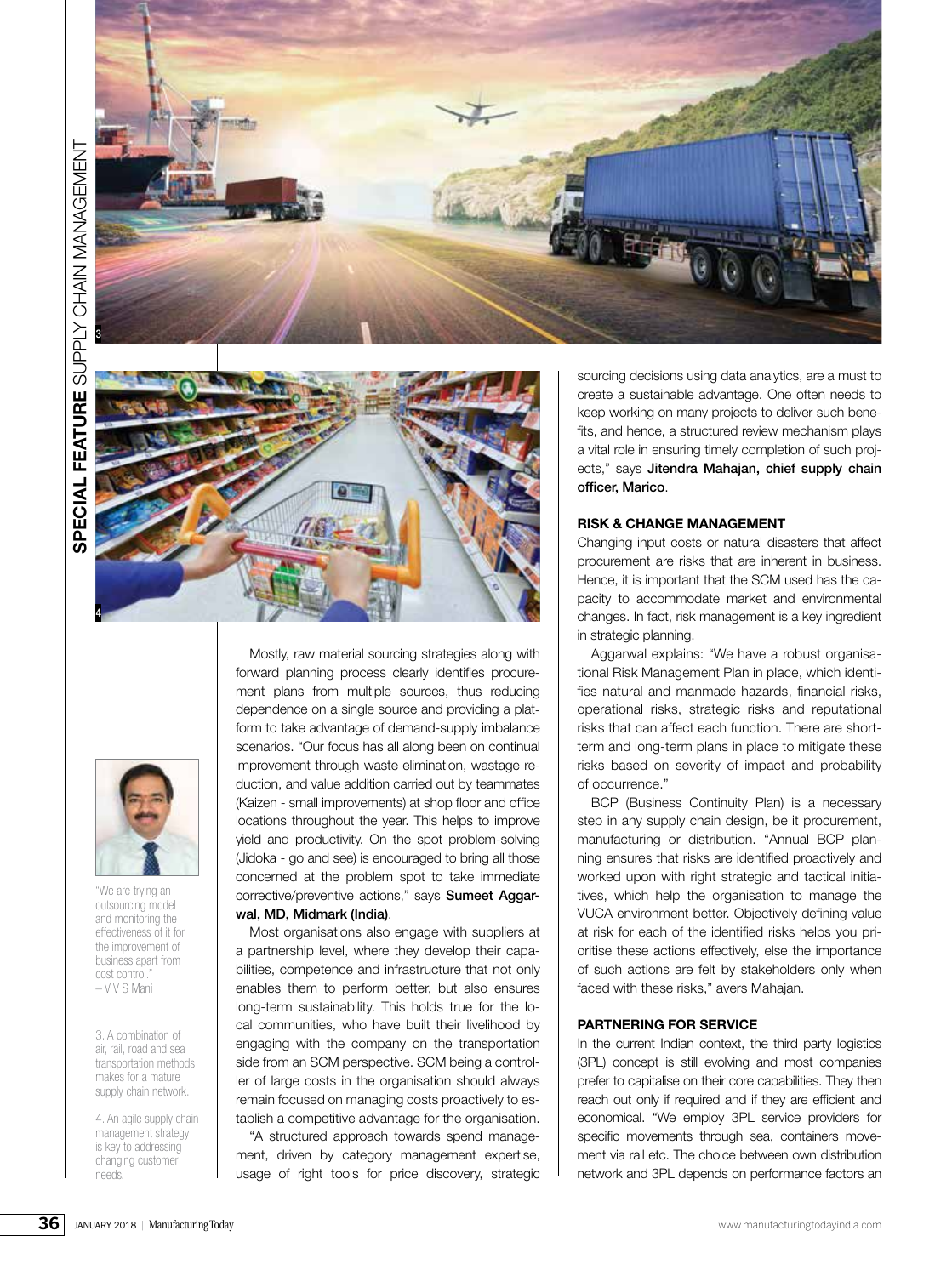Mostly, raw material sourcing strategies along with forward planning process clearly identifies procurement plans from multiple sources, thus reducing dependence on a single source and providing a platform to take advantage of demand-supply imbalance scenarios. "Our focus has all along been on continual improvement through waste elimination, wastage reduction, and value addition carried out by teammates (Kaizen - small improvements) at shop floor and office locations throughout the year. This helps to improve yield and productivity. On the spot problem-solving (Jidoka - go and see) is encouraged to bring all those concerned at the problem spot to take immediate corrective/preventive actions," says **Sumeet Aggarwal, MD, Midmark (India)**.

Most organisations also engage with suppliers at a partnership level, where they develop their capabilities, competence and infrastructure that not only enables them to perform better, but also ensures long-term sustainability. This holds true for the local communities, who have built their livelihood by engaging with the company on the transportation side from an SCM perspective. SCM being a controller of large costs in the organisation should always remain focused on managing costs proactively to establish a competitive advantage for the organisation.

"A structured approach towards spend management, driven by category management expertise, usage of right tools for price discovery, strategic sourcing decisions using data analytics, are a must to create a sustainable advantage. One often needs to keep working on many projects to deliver such benefits, and hence, a structured review mechanism plays a vital role in ensuring timely completion of such projects," says **Jitendra Mahajan, chief supply chain officer, Marico**.

"We are trying an outsourcing model and monitoring the effectiveness of it for the improvement of business apart from cost control." – V V S Mani

3. A combination of air, rail, road and sea transportation methods makes for a mature supply chain network.

4. An agile supply chain management strategy is key to addressing changing customer needs.

## RISK & CHANGE MANAGEMENT

Changing input costs or natural disasters that affect procurement are risks that are inherent in business. Hence, it is important that the SCM used has the capacity to accommodate market and environmental changes. In fact, risk management is a key ingredient in strategic planning.

Aggarwal explains: "We have a robust organisational Risk Management Plan in place, which identifies natural and manmade hazards, financial risks, operational risks, strategic risks and reputational risks that can affect each function. There are short-term and long-term plans in place to mitigate these risks based on severity of impact and probability of occurrence."

BCP (Business Continuity Plan) is a necessary step in any supply chain design, be it procurement, manufacturing or distribution. "Annual BCP planning ensures that risks are identified proactively and worked upon with right strategic and tactical initiatives, which help the organisation to manage the VUCA environment better. Objectively defining value at risk for each of the identified risks helps you prioritise these actions effectively, else the importance of such actions are felt by stakeholders only when faced with these risks," avers Mahajan.

## PARTNERING FOR SERVICE

In the current Indian context, the third party logistics (3PL) concept is still evolving and most companies prefer to capitalise on their core capabilities. They then reach out only if required and if they are efficient and economical. "We employ 3PL service providers for specific movements through sea, containers movement via rail etc. The choice between own distribution network and 3PL depends on performance factors an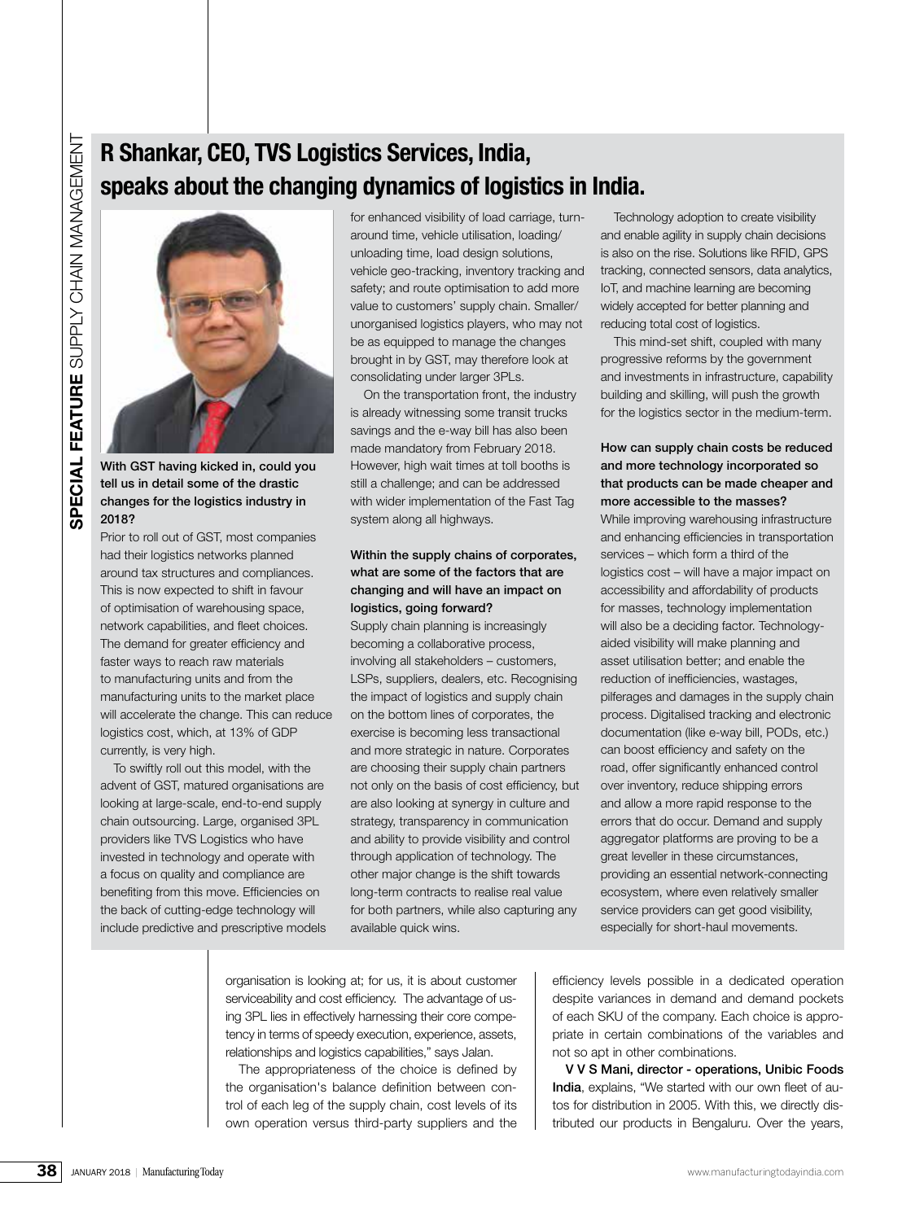## R Shankar, CEO, TVS Logistics Services, India, speaks about the changing dynamics of logistics in India.

**With GST having kicked in, could you tell us in detail some of the drastic changes for the logistics industry in 2018?**

Prior to roll out of GST, most companies had their logistics networks planned around tax structures and compliances. This is now expected to shift in favour of optimisation of warehousing space, network capabilities, and fleet choices. The demand for greater efficiency and faster ways to reach raw materials to manufacturing units and from the manufacturing units to the market place will accelerate the change. This can reduce logistics cost, which, at 13% of GDP currently, is very high.

To swiftly roll out this model, with the advent of GST, matured organisations are looking at large-scale, end-to-end supply chain outsourcing. Large, organised 3PL providers like TVS Logistics who have invested in technology and operate with a focus on quality and compliance are benefiting from this move. Efficiencies on the back of cutting-edge technology will include predictive and prescriptive models for enhanced visibility of load carriage, turn-around time, vehicle utilisation, loading/unloading time, load design solutions, vehicle geo-tracking, inventory tracking and safety; and route optimisation to add more value to customers' supply chain. Smaller/unorganised logistics players, who may not be as equipped to manage the changes brought in by GST, may therefore look at consolidating under larger 3PLs.

On the transportation front, the industry is already witnessing some transit trucks savings and the e-way bill has also been made mandatory from February 2018. However, high wait times at toll booths is still a challenge; and can be addressed with wider implementation of the Fast Tag system along all highways.

**Within the supply chains of corporates, what are some of the factors that are changing and will have an impact on logistics, going forward?**

Supply chain planning is increasingly becoming a collaborative process, involving all stakeholders – customers, LSPs, suppliers, dealers, etc. Recognising the impact of logistics and supply chain on the bottom lines of corporates, the exercise is becoming less transactional and more strategic in nature. Corporates are choosing their supply chain partners not only on the basis of cost efficiency, but are also looking at synergy in culture and strategy, transparency in communication and ability to provide visibility and control through application of technology. The other major change is the shift towards long-term contracts to realise real value for both partners, while also capturing any available quick wins.

Technology adoption to create visibility and enable agility in supply chain decisions is also on the rise. Solutions like RFID, GPS tracking, connected sensors, data analytics, IoT, and machine learning are becoming widely accepted for better planning and reducing total cost of logistics.

This mind-set shift, coupled with many progressive reforms by the government and investments in infrastructure, capability building and skilling, will push the growth for the logistics sector in the medium-term.

**How can supply chain costs be reduced and more technology incorporated so that products can be made cheaper and more accessible to the masses?**

While improving warehousing infrastructure and enhancing efficiencies in transportation services – which form a third of the logistics cost – will have a major impact on accessibility and affordability of products for masses, technology implementation will also be a deciding factor. Technology-aided visibility will make planning and asset utilisation better; and enable the reduction of inefficiencies, wastages, pilferages and damages in the supply chain process. Digitalised tracking and electronic documentation (like e-way bill, PODs, etc.) can boost efficiency and safety on the road, offer significantly enhanced control over inventory, reduce shipping errors and allow a more rapid response to the errors that do occur. Demand and supply aggregator platforms are proving to be a great leveller in these circumstances, providing an essential network-connecting ecosystem, where even relatively smaller service providers can get good visibility, especially for short-haul movements.

---

organisation is looking at; for us, it is about customer serviceability and cost efficiency. The advantage of using 3PL lies in effectively harnessing their core competency in terms of speedy execution, experience, assets, relationships and logistics capabilities," says Jalan.

The appropriateness of the choice is defined by the organisation's balance definition between control of each leg of the supply chain, cost levels of its own operation versus third-party suppliers and the efficiency levels possible in a dedicated operation despite variances in demand and demand pockets of each SKU of the company. Each choice is appropriate in certain combinations of the variables and not so apt in other combinations.

**V V S Mani, director - operations, Unibic Foods India**, explains, "We started with our own fleet of autos for distribution in 2005. With this, we directly distributed our products in Bengaluru. Over the years,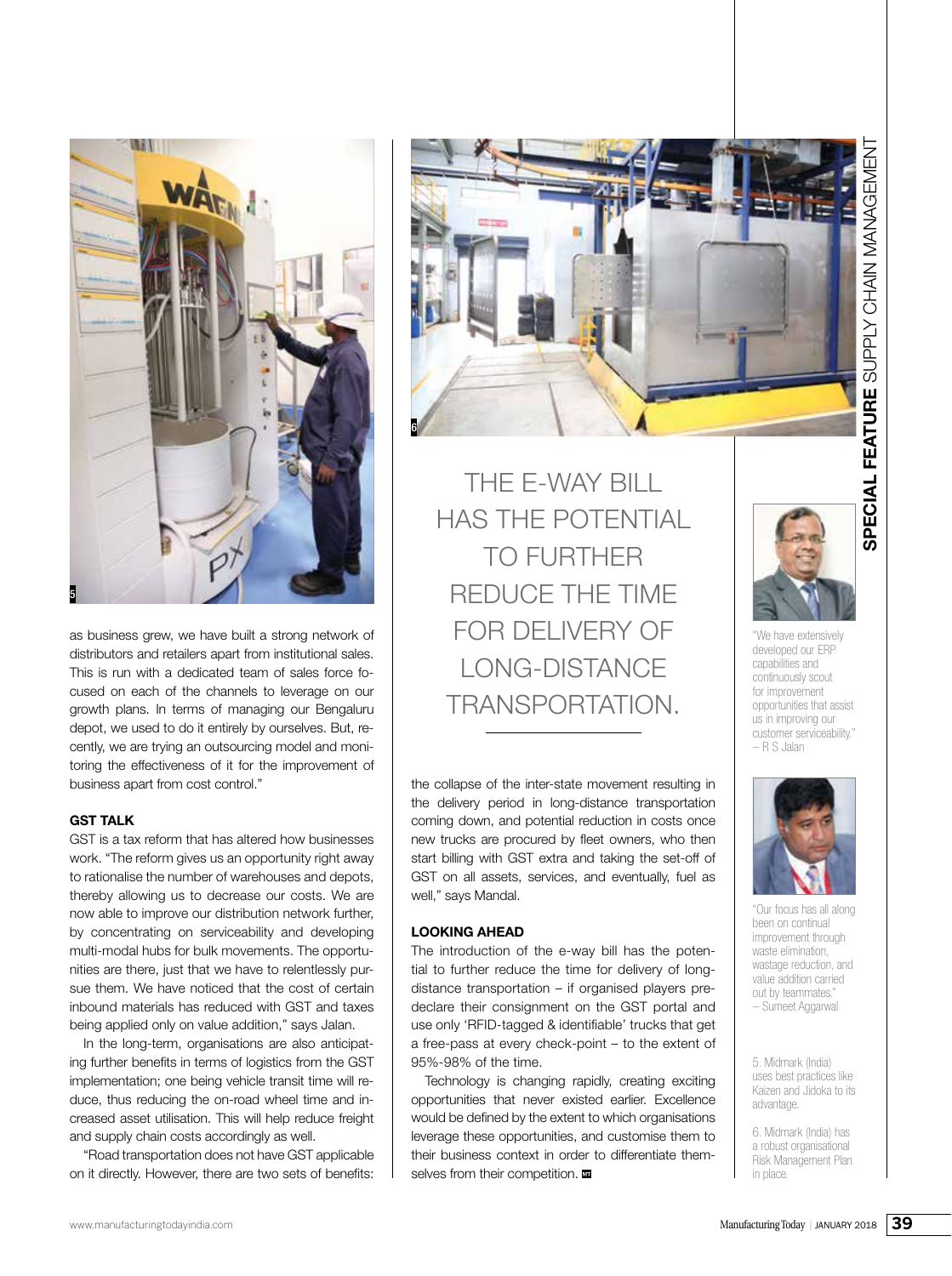as business grew, we have built a strong network of distributors and retailers apart from institutional sales. This is run with a dedicated team of sales force focused on each of the channels to leverage on our growth plans. In terms of managing our Bengaluru depot, we used to do it entirely by ourselves. But, recently, we are trying an outsourcing model and monitoring the effectiveness of it for the improvement of business apart from cost control."

### GST TALK

GST is a tax reform that has altered how businesses work. "The reform gives us an opportunity right away to rationalise the number of warehouses and depots, thereby allowing us to decrease our costs. We are now able to improve our distribution network further, by concentrating on serviceability and developing multi-modal hubs for bulk movements. The opportunities are there, just that we have to relentlessly pursue them. We have noticed that the cost of certain inbound materials has reduced with GST and taxes being applied only on value addition," says Jalan.

In the long-term, organisations are also anticipating further benefits in terms of logistics from the GST implementation; one being vehicle transit time will reduce, thus reducing the on-road wheel time and increased asset utilisation. This will help reduce freight and supply chain costs accordingly as well.

"Road transportation does not have GST applicable on it directly. However, there are two sets of benefits: the collapse of the inter-state movement resulting in the delivery period in long-distance transportation coming down, and potential reduction in costs once new trucks are procured by fleet owners, who then start billing with GST extra and taking the set-off of GST on all assets, services, and eventually, fuel as well," says Mandal.

THE E-WAY BILL HAS THE POTENTIAL TO FURTHER REDUCE THE TIME FOR DELIVERY OF LONG-DISTANCE TRANSPORTATION.

### LOOKING AHEAD

The introduction of the e-way bill has the potential to further reduce the time for delivery of long-distance transportation – if organised players predeclare their consignment on the GST portal and use only 'RFID-tagged & identifiable' trucks that get a free-pass at every check-point – to the extent of 95%-98% of the time.

Technology is changing rapidly, creating exciting opportunities that never existed earlier. Excellence would be defined by the extent to which organisations leverage these opportunities, and customise them to their business context in order to differentiate themselves from their competition.

"We have extensively developed our ERP capabilities and continuously scout for improvement opportunities that assist us in improving our customer serviceability."
– R S Jalan

"Our focus has all along been on continual improvement through waste elimination, wastage reduction, and value addition carried out by teammates."
– Sumeet Aggarwal

5. Midmark (India) uses best practices like Kaizen and Jidoka to its advantage.

6. Midmark (India) has a robust organisational Risk Management Plan in place.